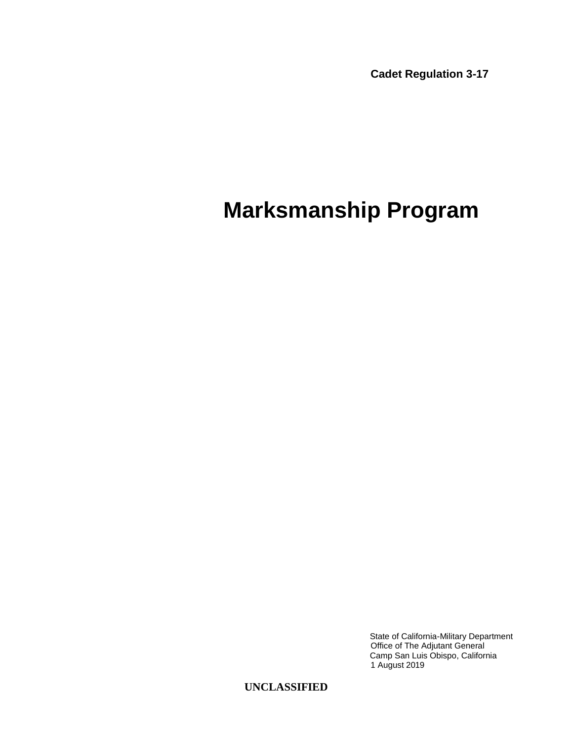**Cadet Regulation 3-17**

# Marksmanship Program

State of California-Military Department
Office of The Adjutant General
Camp San Luis Obispo, California
1 August 2019

**UNCLASSIFIED**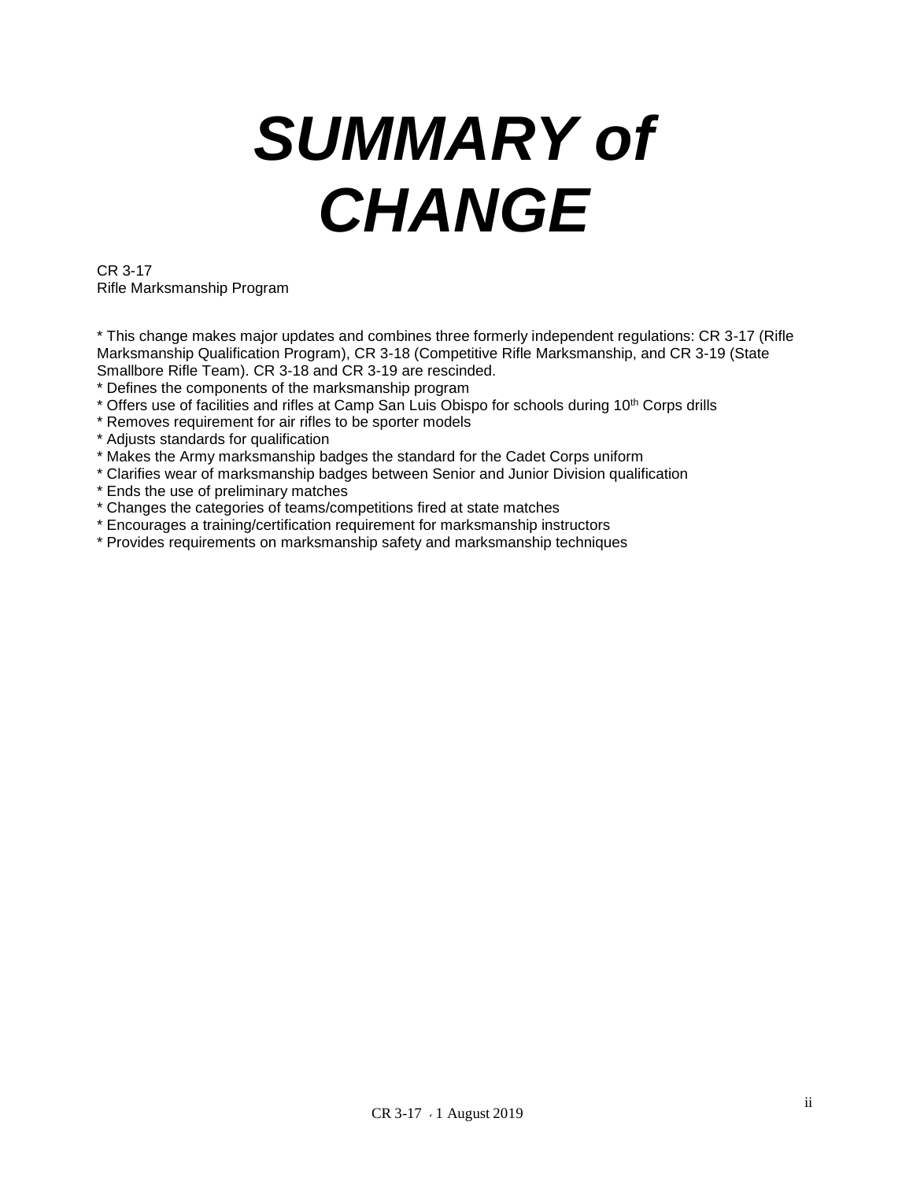# *SUMMARY of CHANGE*

CR 3-17
Rifle Marksmanship Program

* This change makes major updates and combines three formerly independent regulations: CR 3-17 (Rifle Marksmanship Qualification Program), CR 3-18 (Competitive Rifle Marksmanship, and CR 3-19 (State Smallbore Rifle Team). CR 3-18 and CR 3-19 are rescinded.
* Defines the components of the marksmanship program
* Offers use of facilities and rifles at Camp San Luis Obispo for schools during 10th Corps drills
* Removes requirement for air rifles to be sporter models
* Adjusts standards for qualification
* Makes the Army marksmanship badges the standard for the Cadet Corps uniform
* Clarifies wear of marksmanship badges between Senior and Junior Division qualification
* Ends the use of preliminary matches
* Changes the categories of teams/competitions fired at state matches
* Encourages a training/certification requirement for marksmanship instructors
* Provides requirements on marksmanship safety and marksmanship techniques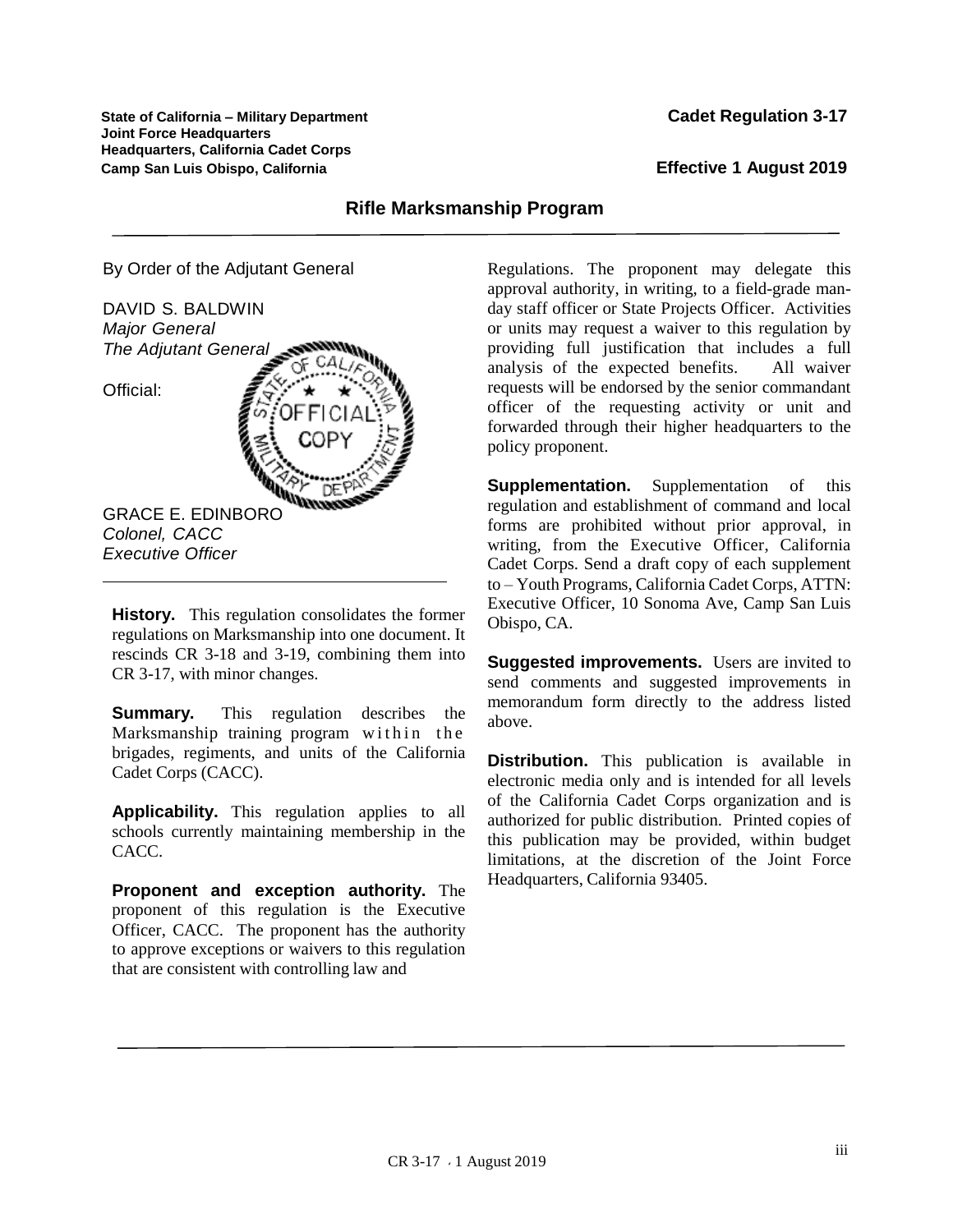State of California – Military Department
Joint Force Headquarters
Headquarters, California Cadet Corps
Camp San Luis Obispo, California

**Cadet Regulation 3-17**

**Effective 1 August 2019**

# Rifle Marksmanship Program

By Order of the Adjutant General

DAVID S. BALDWIN
*Major General*
*The Adjutant General*

Official:

GRACE E. EDINBORO
*Colonel, CACC*
*Executive Officer*

**History.** This regulation consolidates the former regulations on Marksmanship into one document. It rescinds CR 3-18 and 3-19, combining them into CR 3-17, with minor changes.

**Summary.** This regulation describes the Marksmanship training program within the brigades, regiments, and units of the California Cadet Corps (CACC).

**Applicability.** This regulation applies to all schools currently maintaining membership in the CACC.

**Proponent and exception authority.** The proponent of this regulation is the Executive Officer, CACC. The proponent has the authority to approve exceptions or waivers to this regulation that are consistent with controlling law and Regulations. The proponent may delegate this approval authority, in writing, to a field-grade man-day staff officer or State Projects Officer. Activities or units may request a waiver to this regulation by providing full justification that includes a full analysis of the expected benefits. All waiver requests will be endorsed by the senior commandant officer of the requesting activity or unit and forwarded through their higher headquarters to the policy proponent.

**Supplementation.** Supplementation of this regulation and establishment of command and local forms are prohibited without prior approval, in writing, from the Executive Officer, California Cadet Corps. Send a draft copy of each supplement to – Youth Programs, California Cadet Corps, ATTN: Executive Officer, 10 Sonoma Ave, Camp San Luis Obispo, CA.

**Suggested improvements.** Users are invited to send comments and suggested improvements in memorandum form directly to the address listed above.

**Distribution.** This publication is available in electronic media only and is intended for all levels of the California Cadet Corps organization and is authorized for public distribution. Printed copies of this publication may be provided, within budget limitations, at the discretion of the Joint Force Headquarters, California 93405.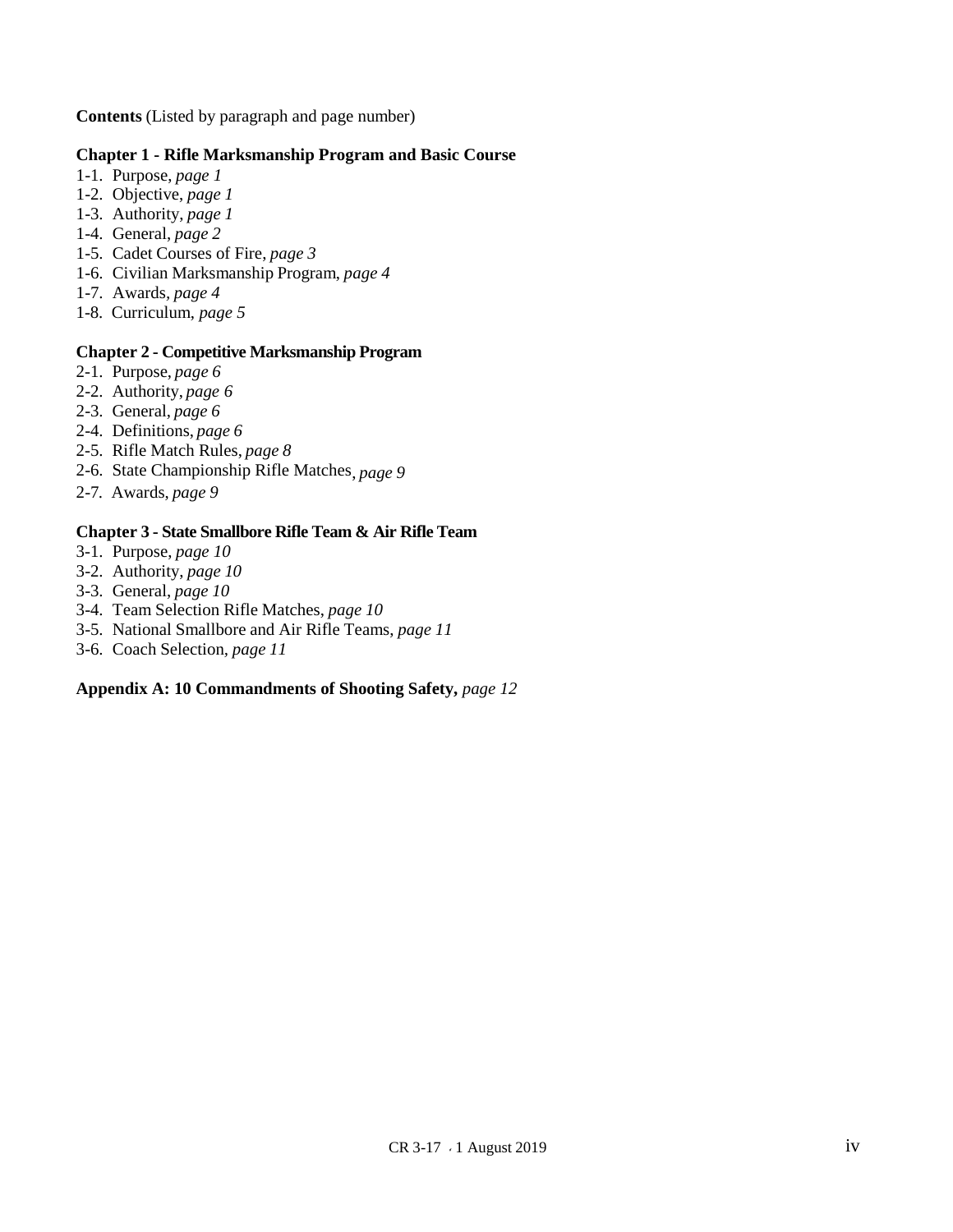**Contents** (Listed by paragraph and page number)

**Chapter 1 - Rifle Marksmanship Program and Basic Course**

1-1. Purpose, *page 1*
1-2. Objective, *page 1*
1-3. Authority, *page 1*
1-4. General, *page 2*
1-5. Cadet Courses of Fire, *page 3*
1-6. Civilian Marksmanship Program, *page 4*
1-7. Awards, *page 4*
1-8. Curriculum, *page 5*

**Chapter 2 - Competitive Marksmanship Program**

2-1. Purpose, *page 6*
2-2. Authority, *page 6*
2-3. General, *page 6*
2-4. Definitions, *page 6*
2-5. Rifle Match Rules, *page 8*
2-6. State Championship Rifle Matches, *page 9*
2-7. Awards, *page 9*

**Chapter 3 - State Smallbore Rifle Team & Air Rifle Team**

3-1. Purpose, *page 10*
3-2. Authority, *page 10*
3-3. General, *page 10*
3-4. Team Selection Rifle Matches, *page 10*
3-5. National Smallbore and Air Rifle Teams, *page 11*
3-6. Coach Selection, *page 11*

**Appendix A: 10 Commandments of Shooting Safety,** *page 12*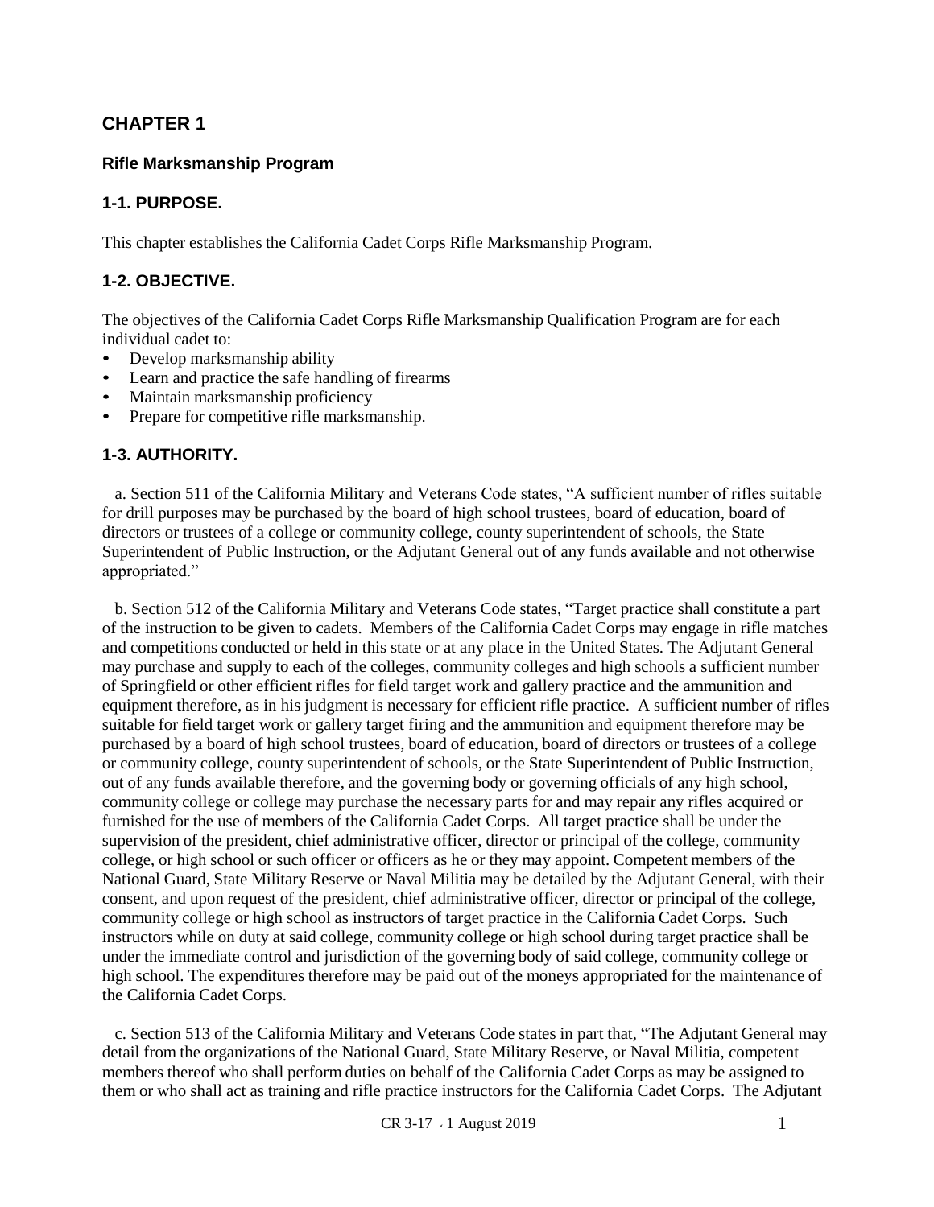## CHAPTER 1

### Rifle Marksmanship Program

### 1-1. PURPOSE.

This chapter establishes the California Cadet Corps Rifle Marksmanship Program.

### 1-2. OBJECTIVE.

The objectives of the California Cadet Corps Rifle Marksmanship Qualification Program are for each individual cadet to:

- Develop marksmanship ability
- Learn and practice the safe handling of firearms
- Maintain marksmanship proficiency
- Prepare for competitive rifle marksmanship.

### 1-3. AUTHORITY.

a. Section 511 of the California Military and Veterans Code states, "A sufficient number of rifles suitable for drill purposes may be purchased by the board of high school trustees, board of education, board of directors or trustees of a college or community college, county superintendent of schools, the State Superintendent of Public Instruction, or the Adjutant General out of any funds available and not otherwise appropriated."

b. Section 512 of the California Military and Veterans Code states, "Target practice shall constitute a part of the instruction to be given to cadets. Members of the California Cadet Corps may engage in rifle matches and competitions conducted or held in this state or at any place in the United States. The Adjutant General may purchase and supply to each of the colleges, community colleges and high schools a sufficient number of Springfield or other efficient rifles for field target work and gallery practice and the ammunition and equipment therefore, as in his judgment is necessary for efficient rifle practice. A sufficient number of rifles suitable for field target work or gallery target firing and the ammunition and equipment therefore may be purchased by a board of high school trustees, board of education, board of directors or trustees of a college or community college, county superintendent of schools, or the State Superintendent of Public Instruction, out of any funds available therefore, and the governing body or governing officials of any high school, community college or college may purchase the necessary parts for and may repair any rifles acquired or furnished for the use of members of the California Cadet Corps. All target practice shall be under the supervision of the president, chief administrative officer, director or principal of the college, community college, or high school or such officer or officers as he or they may appoint. Competent members of the National Guard, State Military Reserve or Naval Militia may be detailed by the Adjutant General, with their consent, and upon request of the president, chief administrative officer, director or principal of the college, community college or high school as instructors of target practice in the California Cadet Corps. Such instructors while on duty at said college, community college or high school during target practice shall be under the immediate control and jurisdiction of the governing body of said college, community college or high school. The expenditures therefore may be paid out of the moneys appropriated for the maintenance of the California Cadet Corps.

c. Section 513 of the California Military and Veterans Code states in part that, "The Adjutant General may detail from the organizations of the National Guard, State Military Reserve, or Naval Militia, competent members thereof who shall perform duties on behalf of the California Cadet Corps as may be assigned to them or who shall act as training and rifle practice instructors for the California Cadet Corps. The Adjutant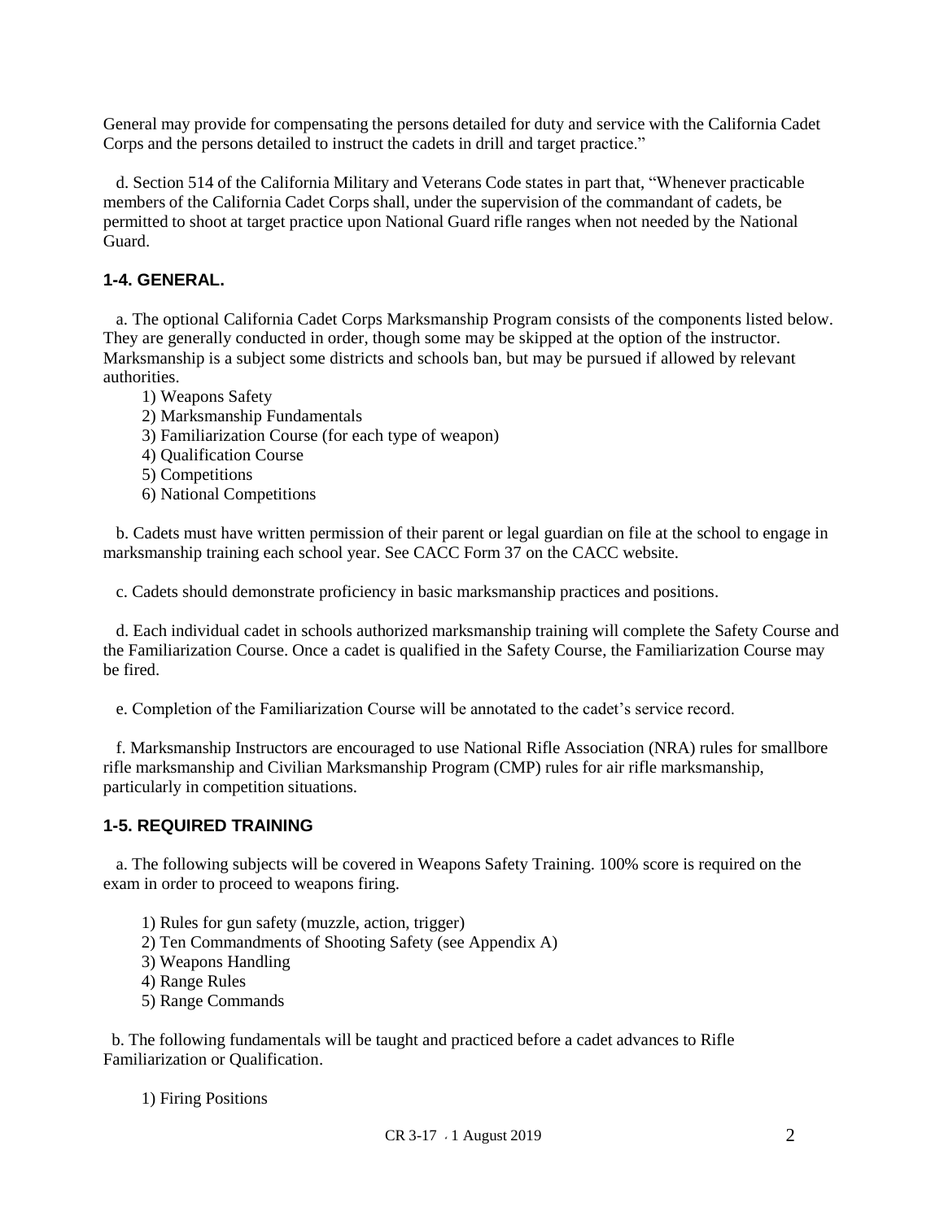General may provide for compensating the persons detailed for duty and service with the California Cadet Corps and the persons detailed to instruct the cadets in drill and target practice."

d. Section 514 of the California Military and Veterans Code states in part that, "Whenever practicable members of the California Cadet Corps shall, under the supervision of the commandant of cadets, be permitted to shoot at target practice upon National Guard rifle ranges when not needed by the National Guard.

### 1-4. GENERAL.

a. The optional California Cadet Corps Marksmanship Program consists of the components listed below. They are generally conducted in order, though some may be skipped at the option of the instructor. Marksmanship is a subject some districts and schools ban, but may be pursued if allowed by relevant authorities.

1) Weapons Safety
2) Marksmanship Fundamentals
3) Familiarization Course (for each type of weapon)
4) Qualification Course
5) Competitions
6) National Competitions

b. Cadets must have written permission of their parent or legal guardian on file at the school to engage in marksmanship training each school year. See CACC Form 37 on the CACC website.

c. Cadets should demonstrate proficiency in basic marksmanship practices and positions.

d. Each individual cadet in schools authorized marksmanship training will complete the Safety Course and the Familiarization Course. Once a cadet is qualified in the Safety Course, the Familiarization Course may be fired.

e. Completion of the Familiarization Course will be annotated to the cadet's service record.

f. Marksmanship Instructors are encouraged to use National Rifle Association (NRA) rules for smallbore rifle marksmanship and Civilian Marksmanship Program (CMP) rules for air rifle marksmanship, particularly in competition situations.

### 1-5. REQUIRED TRAINING

a. The following subjects will be covered in Weapons Safety Training. 100% score is required on the exam in order to proceed to weapons firing.

1) Rules for gun safety (muzzle, action, trigger)
2) Ten Commandments of Shooting Safety (see Appendix A)
3) Weapons Handling
4) Range Rules
5) Range Commands

b. The following fundamentals will be taught and practiced before a cadet advances to Rifle Familiarization or Qualification.

1) Firing Positions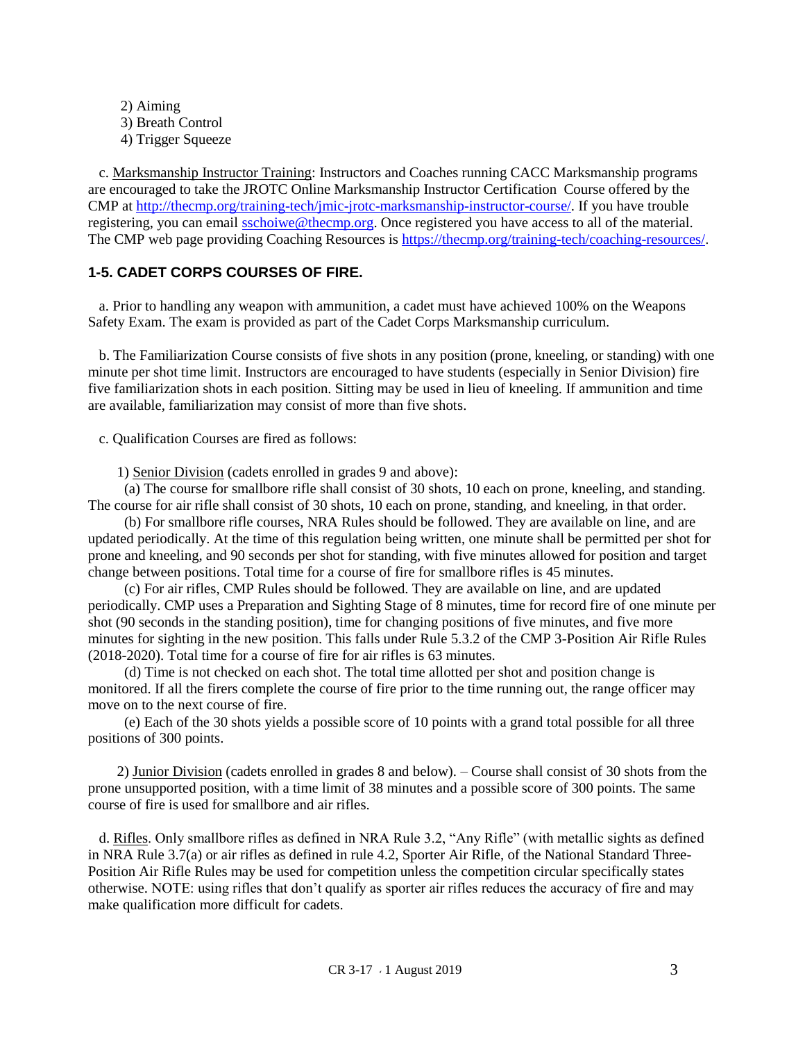2) Aiming
3) Breath Control
4) Trigger Squeeze

c. Marksmanship Instructor Training: Instructors and Coaches running CACC Marksmanship programs are encouraged to take the JROTC Online Marksmanship Instructor Certification Course offered by the CMP at http://thecmp.org/training-tech/jmic-jrotc-marksmanship-instructor-course/. If you have trouble registering, you can email sschoiwe@thecmp.org. Once registered you have access to all of the material. The CMP web page providing Coaching Resources is https://thecmp.org/training-tech/coaching-resources/.

### 1-5. CADET CORPS COURSES OF FIRE.

a. Prior to handling any weapon with ammunition, a cadet must have achieved 100% on the Weapons Safety Exam. The exam is provided as part of the Cadet Corps Marksmanship curriculum.

b. The Familiarization Course consists of five shots in any position (prone, kneeling, or standing) with one minute per shot time limit. Instructors are encouraged to have students (especially in Senior Division) fire five familiarization shots in each position. Sitting may be used in lieu of kneeling. If ammunition and time are available, familiarization may consist of more than five shots.

c. Qualification Courses are fired as follows:

1) Senior Division (cadets enrolled in grades 9 and above):

(a) The course for smallbore rifle shall consist of 30 shots, 10 each on prone, kneeling, and standing. The course for air rifle shall consist of 30 shots, 10 each on prone, standing, and kneeling, in that order.

(b) For smallbore rifle courses, NRA Rules should be followed. They are available on line, and are updated periodically. At the time of this regulation being written, one minute shall be permitted per shot for prone and kneeling, and 90 seconds per shot for standing, with five minutes allowed for position and target change between positions. Total time for a course of fire for smallbore rifles is 45 minutes.

(c) For air rifles, CMP Rules should be followed. They are available on line, and are updated periodically. CMP uses a Preparation and Sighting Stage of 8 minutes, time for record fire of one minute per shot (90 seconds in the standing position), time for changing positions of five minutes, and five more minutes for sighting in the new position. This falls under Rule 5.3.2 of the CMP 3-Position Air Rifle Rules (2018-2020). Total time for a course of fire for air rifles is 63 minutes.

(d) Time is not checked on each shot. The total time allotted per shot and position change is monitored. If all the firers complete the course of fire prior to the time running out, the range officer may move on to the next course of fire.

(e) Each of the 30 shots yields a possible score of 10 points with a grand total possible for all three positions of 300 points.

2) Junior Division (cadets enrolled in grades 8 and below). – Course shall consist of 30 shots from the prone unsupported position, with a time limit of 38 minutes and a possible score of 300 points. The same course of fire is used for smallbore and air rifles.

d. Rifles. Only smallbore rifles as defined in NRA Rule 3.2, "Any Rifle" (with metallic sights as defined in NRA Rule 3.7(a) or air rifles as defined in rule 4.2, Sporter Air Rifle, of the National Standard Three-Position Air Rifle Rules may be used for competition unless the competition circular specifically states otherwise. NOTE: using rifles that don't qualify as sporter air rifles reduces the accuracy of fire and may make qualification more difficult for cadets.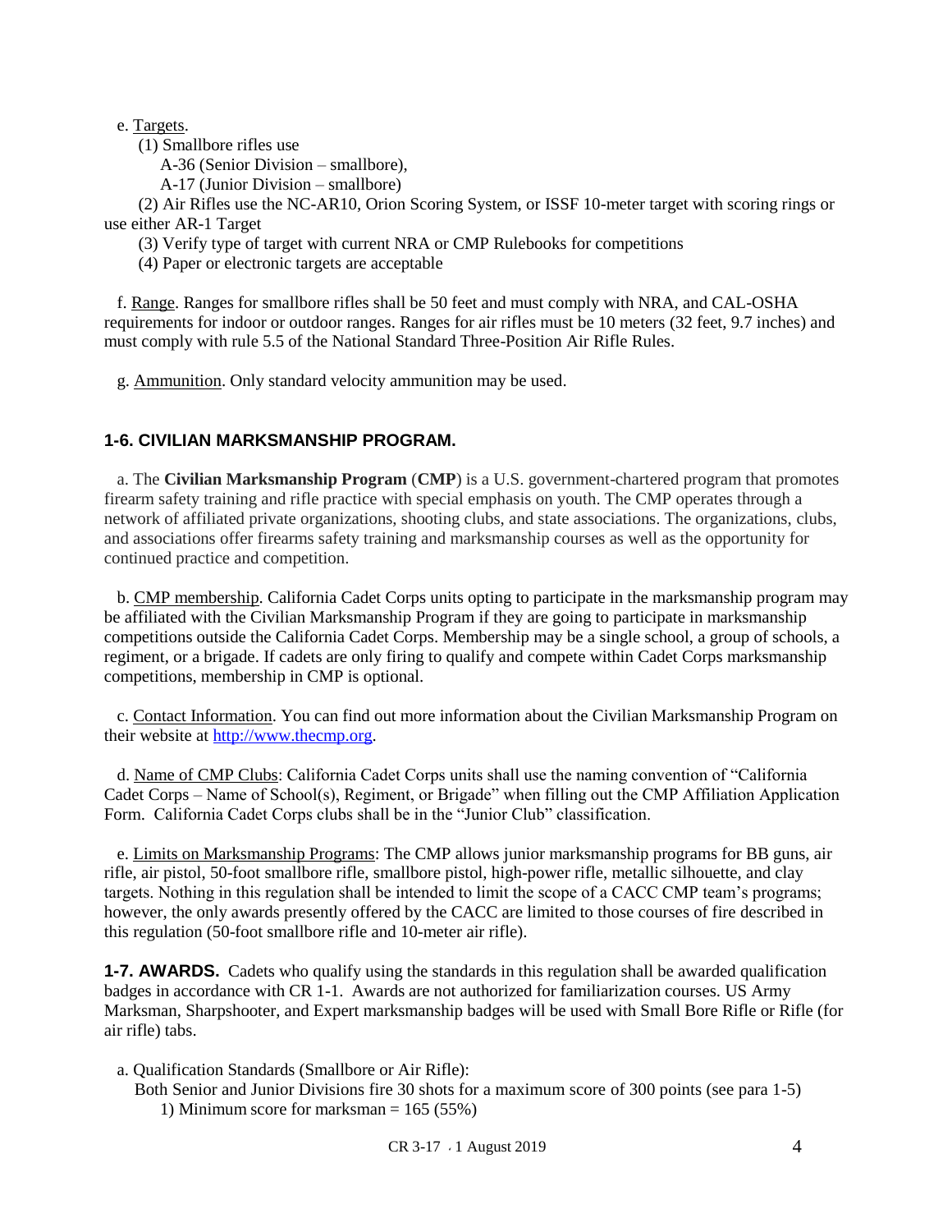e. Targets.

(1) Smallbore rifles use

A-36 (Senior Division – smallbore),

A-17 (Junior Division – smallbore)

(2) Air Rifles use the NC-AR10, Orion Scoring System, or ISSF 10-meter target with scoring rings or use either AR-1 Target

(3) Verify type of target with current NRA or CMP Rulebooks for competitions

(4) Paper or electronic targets are acceptable

f. Range. Ranges for smallbore rifles shall be 50 feet and must comply with NRA, and CAL-OSHA requirements for indoor or outdoor ranges. Ranges for air rifles must be 10 meters (32 feet, 9.7 inches) and must comply with rule 5.5 of the National Standard Three-Position Air Rifle Rules.

g. Ammunition. Only standard velocity ammunition may be used.

## 1-6. CIVILIAN MARKSMANSHIP PROGRAM.

a. The **Civilian Marksmanship Program** (**CMP**) is a U.S. government-chartered program that promotes firearm safety training and rifle practice with special emphasis on youth. The CMP operates through a network of affiliated private organizations, shooting clubs, and state associations. The organizations, clubs, and associations offer firearms safety training and marksmanship courses as well as the opportunity for continued practice and competition.

b. CMP membership. California Cadet Corps units opting to participate in the marksmanship program may be affiliated with the Civilian Marksmanship Program if they are going to participate in marksmanship competitions outside the California Cadet Corps. Membership may be a single school, a group of schools, a regiment, or a brigade. If cadets are only firing to qualify and compete within Cadet Corps marksmanship competitions, membership in CMP is optional.

c. Contact Information. You can find out more information about the Civilian Marksmanship Program on their website at http://www.thecmp.org.

d. Name of CMP Clubs: California Cadet Corps units shall use the naming convention of "California Cadet Corps – Name of School(s), Regiment, or Brigade" when filling out the CMP Affiliation Application Form. California Cadet Corps clubs shall be in the "Junior Club" classification.

e. Limits on Marksmanship Programs: The CMP allows junior marksmanship programs for BB guns, air rifle, air pistol, 50-foot smallbore rifle, smallbore pistol, high-power rifle, metallic silhouette, and clay targets. Nothing in this regulation shall be intended to limit the scope of a CACC CMP team's programs; however, the only awards presently offered by the CACC are limited to those courses of fire described in this regulation (50-foot smallbore rifle and 10-meter air rifle).

**1-7. AWARDS.** Cadets who qualify using the standards in this regulation shall be awarded qualification badges in accordance with CR 1-1. Awards are not authorized for familiarization courses. US Army Marksman, Sharpshooter, and Expert marksmanship badges will be used with Small Bore Rifle or Rifle (for air rifle) tabs.

a. Qualification Standards (Smallbore or Air Rifle):

Both Senior and Junior Divisions fire 30 shots for a maximum score of 300 points (see para 1-5)

1) Minimum score for marksman = 165 (55%)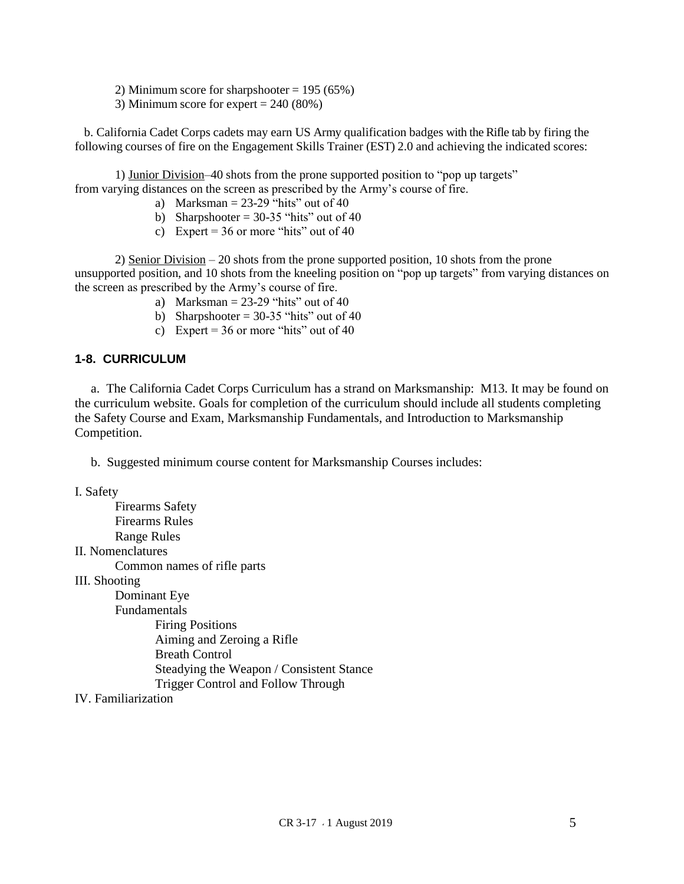2) Minimum score for sharpshooter = 195 (65%)

3) Minimum score for expert = 240 (80%)

b. California Cadet Corps cadets may earn US Army qualification badges with the Rifle tab by firing the following courses of fire on the Engagement Skills Trainer (EST) 2.0 and achieving the indicated scores:

1) <u>Junior Division</u>–40 shots from the prone supported position to "pop up targets" from varying distances on the screen as prescribed by the Army's course of fire.

a) Marksman = 23-29 "hits" out of 40
b) Sharpshooter = 30-35 "hits" out of 40
c) Expert = 36 or more "hits" out of 40

2) <u>Senior Division</u> – 20 shots from the prone supported position, 10 shots from the prone unsupported position, and 10 shots from the kneeling position on "pop up targets" from varying distances on the screen as prescribed by the Army's course of fire.

a) Marksman = 23-29 "hits" out of 40
b) Sharpshooter = 30-35 "hits" out of 40
c) Expert = 36 or more "hits" out of 40

## 1-8. CURRICULUM

a. The California Cadet Corps Curriculum has a strand on Marksmanship: M13. It may be found on the curriculum website. Goals for completion of the curriculum should include all students completing the Safety Course and Exam, Marksmanship Fundamentals, and Introduction to Marksmanship Competition.

b. Suggested minimum course content for Marksmanship Courses includes:

I. Safety
- Firearms Safety
- Firearms Rules
- Range Rules

II. Nomenclatures
- Common names of rifle parts

III. Shooting
- Dominant Eye
- Fundamentals
  - Firing Positions
  - Aiming and Zeroing a Rifle
  - Breath Control
  - Steadying the Weapon / Consistent Stance
  - Trigger Control and Follow Through

IV. Familiarization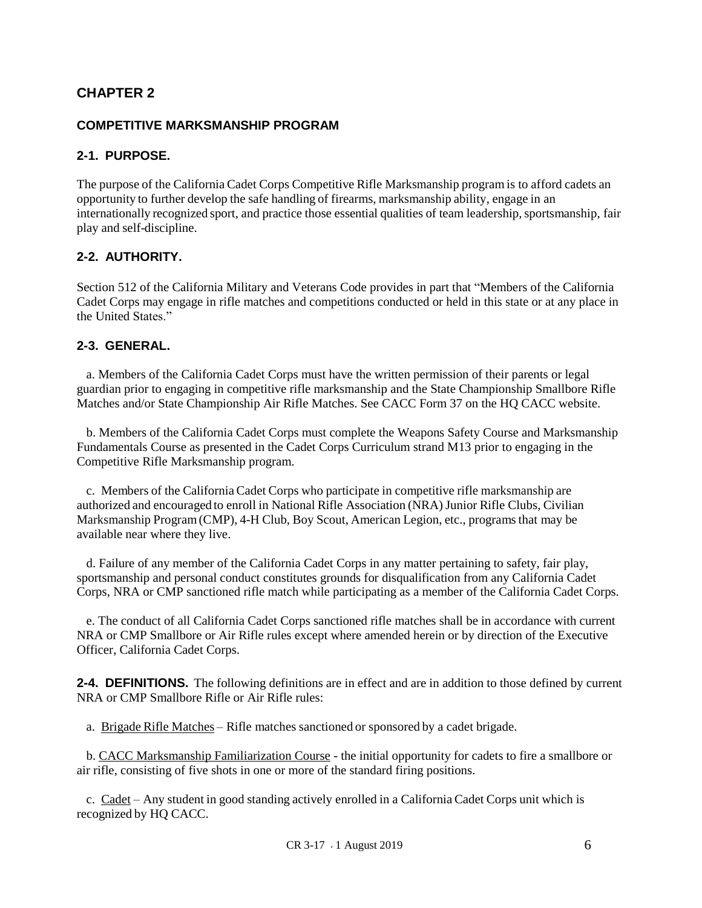# CHAPTER 2

## COMPETITIVE MARKSMANSHIP PROGRAM

### 2-1. PURPOSE.

The purpose of the California Cadet Corps Competitive Rifle Marksmanship program is to afford cadets an opportunity to further develop the safe handling of firearms, marksmanship ability, engage in an internationally recognized sport, and practice those essential qualities of team leadership, sportsmanship, fair play and self-discipline.

### 2-2. AUTHORITY.

Section 512 of the California Military and Veterans Code provides in part that "Members of the California Cadet Corps may engage in rifle matches and competitions conducted or held in this state or at any place in the United States."

### 2-3. GENERAL.

a. Members of the California Cadet Corps must have the written permission of their parents or legal guardian prior to engaging in competitive rifle marksmanship and the State Championship Smallbore Rifle Matches and/or State Championship Air Rifle Matches. See CACC Form 37 on the HQ CACC website.

b. Members of the California Cadet Corps must complete the Weapons Safety Course and Marksmanship Fundamentals Course as presented in the Cadet Corps Curriculum strand M13 prior to engaging in the Competitive Rifle Marksmanship program.

c. Members of the California Cadet Corps who participate in competitive rifle marksmanship are authorized and encouraged to enroll in National Rifle Association (NRA) Junior Rifle Clubs, Civilian Marksmanship Program (CMP), 4-H Club, Boy Scout, American Legion, etc., programs that may be available near where they live.

d. Failure of any member of the California Cadet Corps in any matter pertaining to safety, fair play, sportsmanship and personal conduct constitutes grounds for disqualification from any California Cadet Corps, NRA or CMP sanctioned rifle match while participating as a member of the California Cadet Corps.

e. The conduct of all California Cadet Corps sanctioned rifle matches shall be in accordance with current NRA or CMP Smallbore or Air Rifle rules except where amended herein or by direction of the Executive Officer, California Cadet Corps.

**2-4. DEFINITIONS.** The following definitions are in effect and are in addition to those defined by current NRA or CMP Smallbore Rifle or Air Rifle rules:

a. Brigade Rifle Matches – Rifle matches sanctioned or sponsored by a cadet brigade.

b. CACC Marksmanship Familiarization Course - the initial opportunity for cadets to fire a smallbore or air rifle, consisting of five shots in one or more of the standard firing positions.

c. Cadet – Any student in good standing actively enrolled in a California Cadet Corps unit which is recognized by HQ CACC.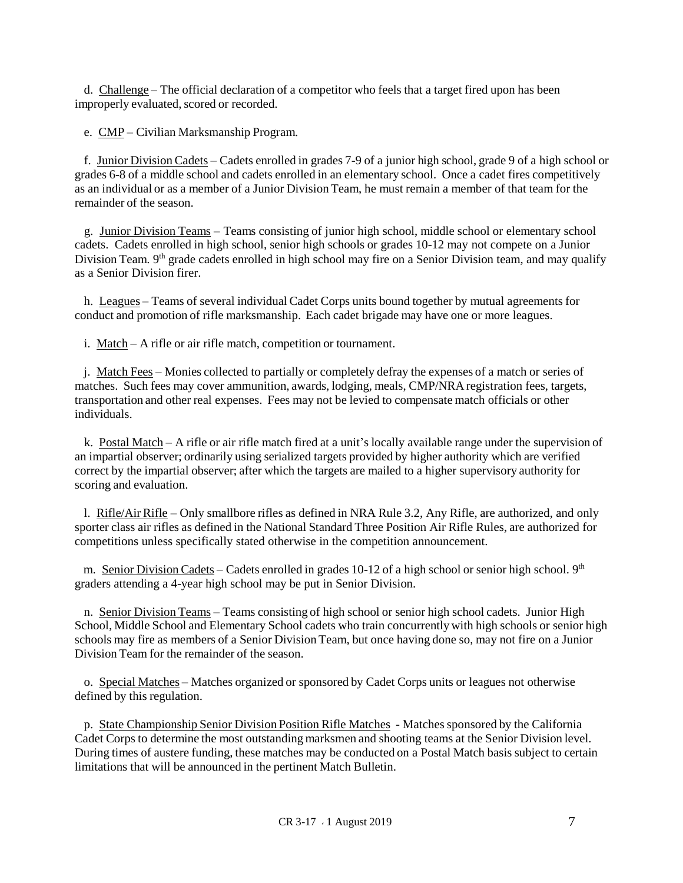d. Challenge – The official declaration of a competitor who feels that a target fired upon has been improperly evaluated, scored or recorded.

e. CMP – Civilian Marksmanship Program.

f. Junior Division Cadets – Cadets enrolled in grades 7-9 of a junior high school, grade 9 of a high school or grades 6-8 of a middle school and cadets enrolled in an elementary school. Once a cadet fires competitively as an individual or as a member of a Junior Division Team, he must remain a member of that team for the remainder of the season.

g. Junior Division Teams – Teams consisting of junior high school, middle school or elementary school cadets. Cadets enrolled in high school, senior high schools or grades 10-12 may not compete on a Junior Division Team. 9th grade cadets enrolled in high school may fire on a Senior Division team, and may qualify as a Senior Division firer.

h. Leagues – Teams of several individual Cadet Corps units bound together by mutual agreements for conduct and promotion of rifle marksmanship. Each cadet brigade may have one or more leagues.

i. Match – A rifle or air rifle match, competition or tournament.

j. Match Fees – Monies collected to partially or completely defray the expenses of a match or series of matches. Such fees may cover ammunition, awards, lodging, meals, CMP/NRA registration fees, targets, transportation and other real expenses. Fees may not be levied to compensate match officials or other individuals.

k. Postal Match – A rifle or air rifle match fired at a unit's locally available range under the supervision of an impartial observer; ordinarily using serialized targets provided by higher authority which are verified correct by the impartial observer; after which the targets are mailed to a higher supervisory authority for scoring and evaluation.

l. Rifle/Air Rifle – Only smallbore rifles as defined in NRA Rule 3.2, Any Rifle, are authorized, and only sporter class air rifles as defined in the National Standard Three Position Air Rifle Rules, are authorized for competitions unless specifically stated otherwise in the competition announcement.

m. Senior Division Cadets – Cadets enrolled in grades 10-12 of a high school or senior high school. 9th graders attending a 4-year high school may be put in Senior Division.

n. Senior Division Teams – Teams consisting of high school or senior high school cadets. Junior High School, Middle School and Elementary School cadets who train concurrently with high schools or senior high schools may fire as members of a Senior Division Team, but once having done so, may not fire on a Junior Division Team for the remainder of the season.

o. Special Matches – Matches organized or sponsored by Cadet Corps units or leagues not otherwise defined by this regulation.

p. State Championship Senior Division Position Rifle Matches - Matches sponsored by the California Cadet Corps to determine the most outstanding marksmen and shooting teams at the Senior Division level. During times of austere funding, these matches may be conducted on a Postal Match basis subject to certain limitations that will be announced in the pertinent Match Bulletin.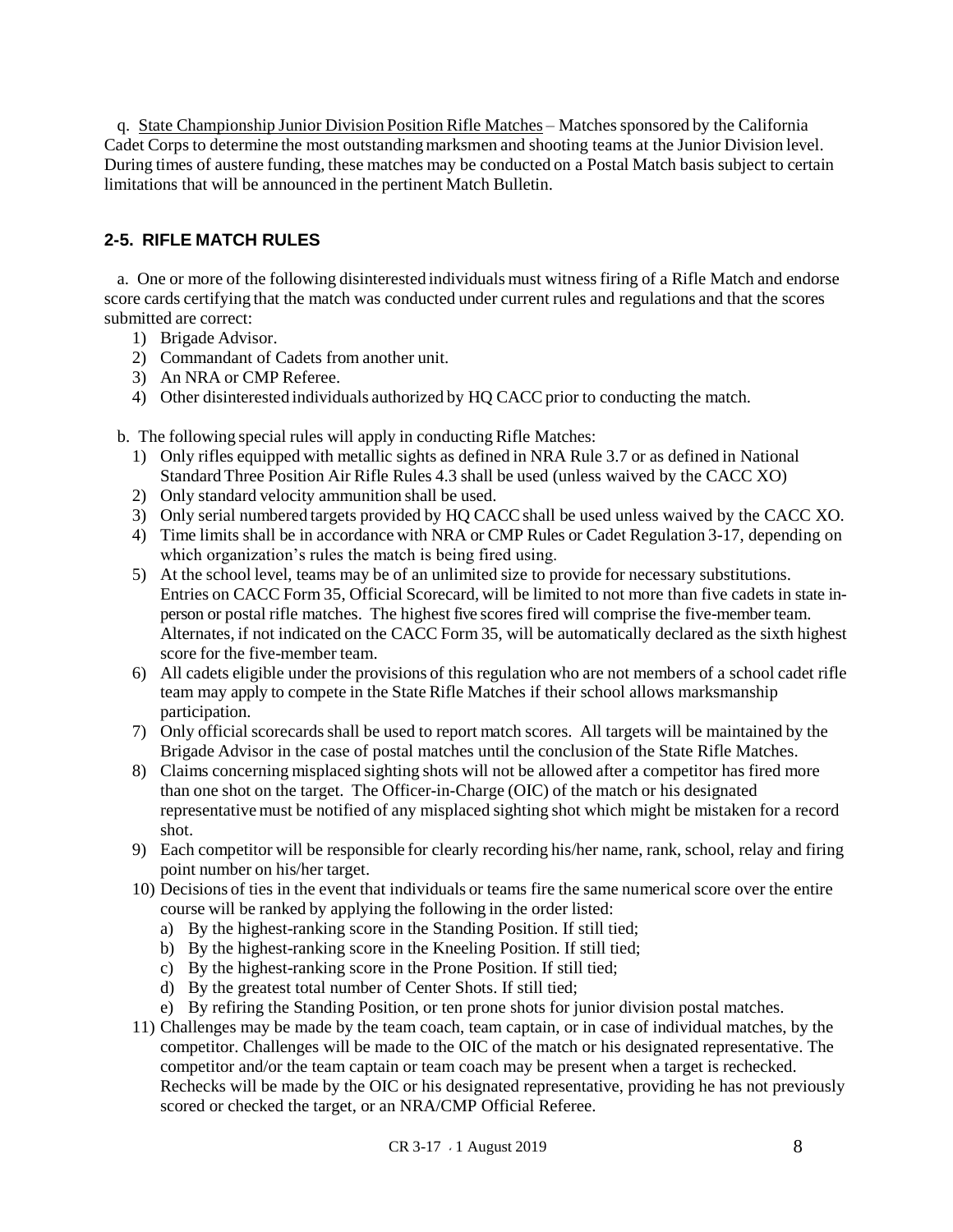q. State Championship Junior Division Position Rifle Matches – Matches sponsored by the California Cadet Corps to determine the most outstanding marksmen and shooting teams at the Junior Division level. During times of austere funding, these matches may be conducted on a Postal Match basis subject to certain limitations that will be announced in the pertinent Match Bulletin.

## 2-5. RIFLE MATCH RULES

a. One or more of the following disinterested individuals must witness firing of a Rifle Match and endorse score cards certifying that the match was conducted under current rules and regulations and that the scores submitted are correct:

1) Brigade Advisor.
2) Commandant of Cadets from another unit.
3) An NRA or CMP Referee.
4) Other disinterested individuals authorized by HQ CACC prior to conducting the match.

b. The following special rules will apply in conducting Rifle Matches:

1) Only rifles equipped with metallic sights as defined in NRA Rule 3.7 or as defined in National Standard Three Position Air Rifle Rules 4.3 shall be used (unless waived by the CACC XO)
2) Only standard velocity ammunition shall be used.
3) Only serial numbered targets provided by HQ CACC shall be used unless waived by the CACC XO.
4) Time limits shall be in accordance with NRA or CMP Rules or Cadet Regulation 3-17, depending on which organization's rules the match is being fired using.
5) At the school level, teams may be of an unlimited size to provide for necessary substitutions. Entries on CACC Form 35, Official Scorecard, will be limited to not more than five cadets in state in-person or postal rifle matches. The highest five scores fired will comprise the five-member team. Alternates, if not indicated on the CACC Form 35, will be automatically declared as the sixth highest score for the five-member team.
6) All cadets eligible under the provisions of this regulation who are not members of a school cadet rifle team may apply to compete in the State Rifle Matches if their school allows marksmanship participation.
7) Only official scorecards shall be used to report match scores. All targets will be maintained by the Brigade Advisor in the case of postal matches until the conclusion of the State Rifle Matches.
8) Claims concerning misplaced sighting shots will not be allowed after a competitor has fired more than one shot on the target. The Officer-in-Charge (OIC) of the match or his designated representative must be notified of any misplaced sighting shot which might be mistaken for a record shot.
9) Each competitor will be responsible for clearly recording his/her name, rank, school, relay and firing point number on his/her target.
10) Decisions of ties in the event that individuals or teams fire the same numerical score over the entire course will be ranked by applying the following in the order listed:
    a) By the highest-ranking score in the Standing Position. If still tied;
    b) By the highest-ranking score in the Kneeling Position. If still tied;
    c) By the highest-ranking score in the Prone Position. If still tied;
    d) By the greatest total number of Center Shots. If still tied;
    e) By refiring the Standing Position, or ten prone shots for junior division postal matches.
11) Challenges may be made by the team coach, team captain, or in case of individual matches, by the competitor. Challenges will be made to the OIC of the match or his designated representative. The competitor and/or the team captain or team coach may be present when a target is rechecked. Rechecks will be made by the OIC or his designated representative, providing he has not previously scored or checked the target, or an NRA/CMP Official Referee.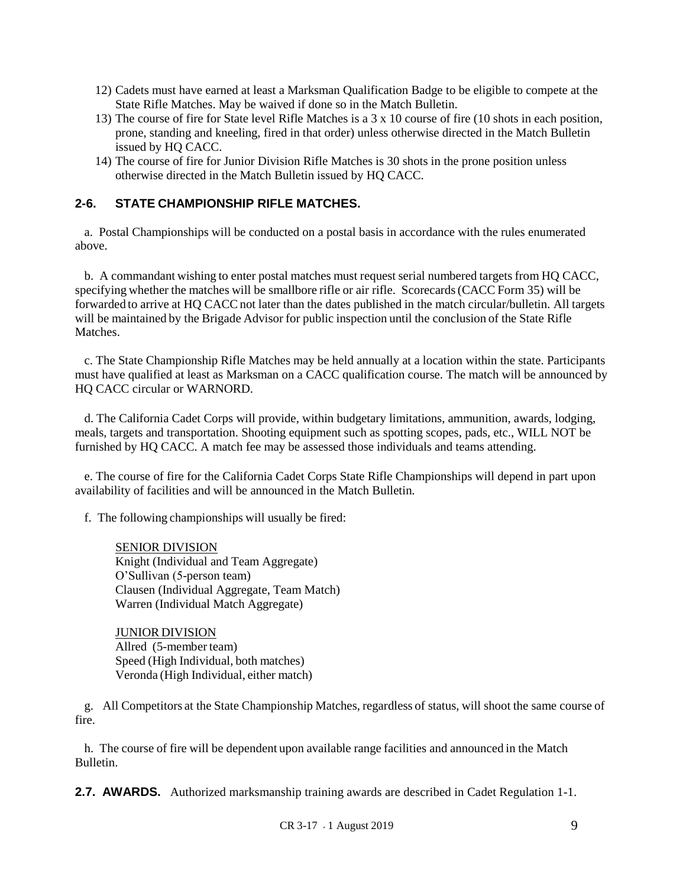12) Cadets must have earned at least a Marksman Qualification Badge to be eligible to compete at the State Rifle Matches. May be waived if done so in the Match Bulletin.

13) The course of fire for State level Rifle Matches is a 3 x 10 course of fire (10 shots in each position, prone, standing and kneeling, fired in that order) unless otherwise directed in the Match Bulletin issued by HQ CACC.

14) The course of fire for Junior Division Rifle Matches is 30 shots in the prone position unless otherwise directed in the Match Bulletin issued by HQ CACC.

## 2-6. STATE CHAMPIONSHIP RIFLE MATCHES.

a. Postal Championships will be conducted on a postal basis in accordance with the rules enumerated above.

b. A commandant wishing to enter postal matches must request serial numbered targets from HQ CACC, specifying whether the matches will be smallbore rifle or air rifle. Scorecards (CACC Form 35) will be forwarded to arrive at HQ CACC not later than the dates published in the match circular/bulletin. All targets will be maintained by the Brigade Advisor for public inspection until the conclusion of the State Rifle Matches.

c. The State Championship Rifle Matches may be held annually at a location within the state. Participants must have qualified at least as Marksman on a CACC qualification course. The match will be announced by HQ CACC circular or WARNORD.

d. The California Cadet Corps will provide, within budgetary limitations, ammunition, awards, lodging, meals, targets and transportation. Shooting equipment such as spotting scopes, pads, etc., WILL NOT be furnished by HQ CACC. A match fee may be assessed those individuals and teams attending.

e. The course of fire for the California Cadet Corps State Rifle Championships will depend in part upon availability of facilities and will be announced in the Match Bulletin.

f. The following championships will usually be fired:

SENIOR DIVISION
Knight (Individual and Team Aggregate)
O'Sullivan (5-person team)
Clausen (Individual Aggregate, Team Match)
Warren (Individual Match Aggregate)

JUNIOR DIVISION
Allred (5-member team)
Speed (High Individual, both matches)
Veronda (High Individual, either match)

g. All Competitors at the State Championship Matches, regardless of status, will shoot the same course of fire.

h. The course of fire will be dependent upon available range facilities and announced in the Match Bulletin.

**2.7. AWARDS.** Authorized marksmanship training awards are described in Cadet Regulation 1-1.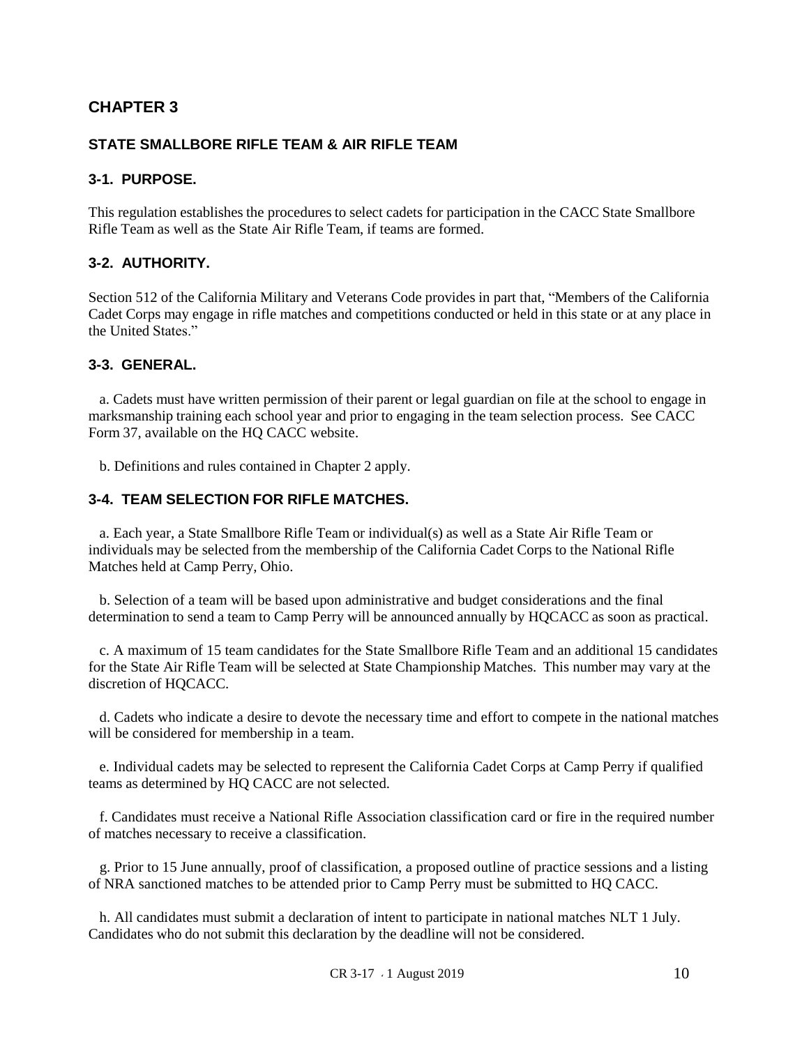# CHAPTER 3

## STATE SMALLBORE RIFLE TEAM & AIR RIFLE TEAM

### 3-1. PURPOSE.

This regulation establishes the procedures to select cadets for participation in the CACC State Smallbore Rifle Team as well as the State Air Rifle Team, if teams are formed.

### 3-2. AUTHORITY.

Section 512 of the California Military and Veterans Code provides in part that, "Members of the California Cadet Corps may engage in rifle matches and competitions conducted or held in this state or at any place in the United States."

### 3-3. GENERAL.

a. Cadets must have written permission of their parent or legal guardian on file at the school to engage in marksmanship training each school year and prior to engaging in the team selection process. See CACC Form 37, available on the HQ CACC website.

b. Definitions and rules contained in Chapter 2 apply.

### 3-4. TEAM SELECTION FOR RIFLE MATCHES.

a. Each year, a State Smallbore Rifle Team or individual(s) as well as a State Air Rifle Team or individuals may be selected from the membership of the California Cadet Corps to the National Rifle Matches held at Camp Perry, Ohio.

b. Selection of a team will be based upon administrative and budget considerations and the final determination to send a team to Camp Perry will be announced annually by HQCACC as soon as practical.

c. A maximum of 15 team candidates for the State Smallbore Rifle Team and an additional 15 candidates for the State Air Rifle Team will be selected at State Championship Matches. This number may vary at the discretion of HQCACC.

d. Cadets who indicate a desire to devote the necessary time and effort to compete in the national matches will be considered for membership in a team.

e. Individual cadets may be selected to represent the California Cadet Corps at Camp Perry if qualified teams as determined by HQ CACC are not selected.

f. Candidates must receive a National Rifle Association classification card or fire in the required number of matches necessary to receive a classification.

g. Prior to 15 June annually, proof of classification, a proposed outline of practice sessions and a listing of NRA sanctioned matches to be attended prior to Camp Perry must be submitted to HQ CACC.

h. All candidates must submit a declaration of intent to participate in national matches NLT 1 July. Candidates who do not submit this declaration by the deadline will not be considered.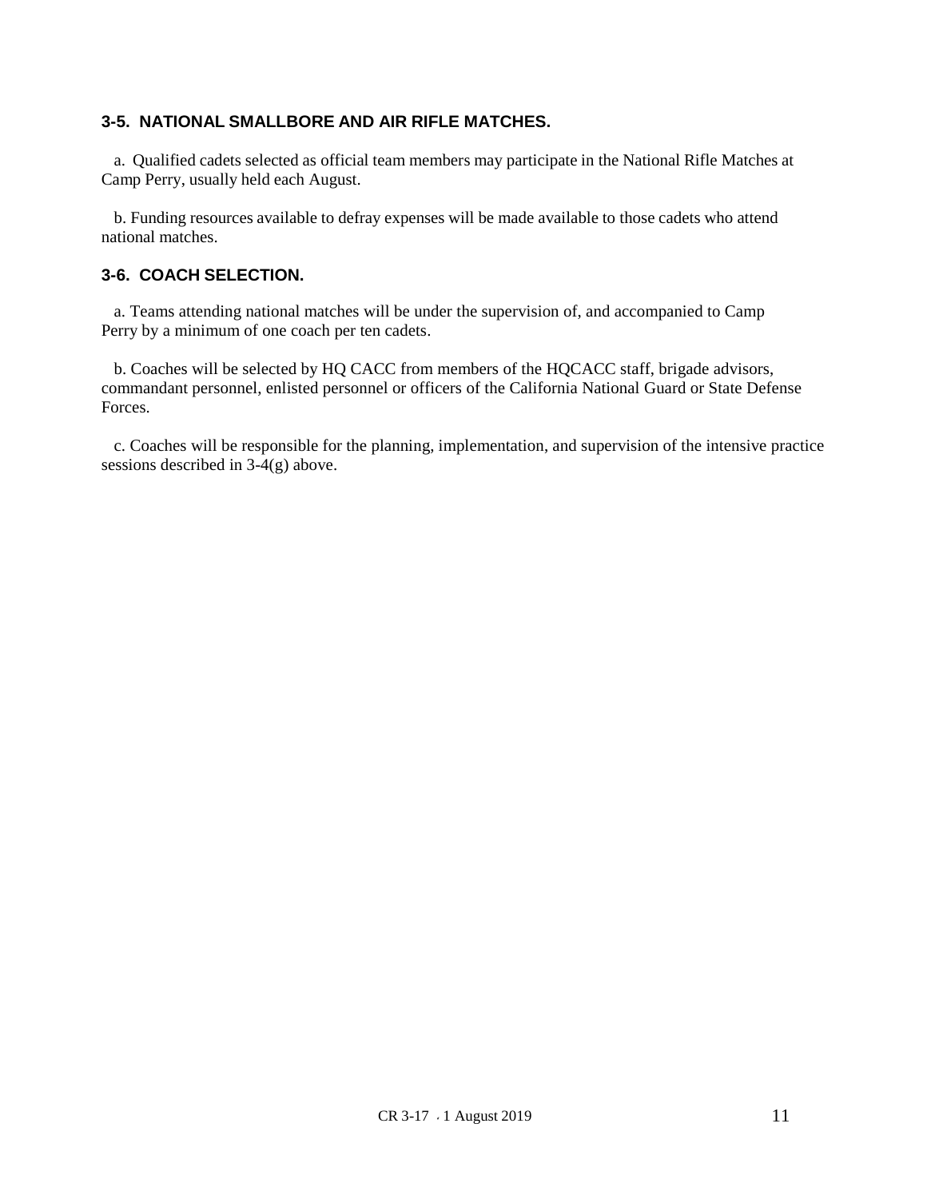### 3-5. NATIONAL SMALLBORE AND AIR RIFLE MATCHES.

a. Qualified cadets selected as official team members may participate in the National Rifle Matches at Camp Perry, usually held each August.

b. Funding resources available to defray expenses will be made available to those cadets who attend national matches.

### 3-6. COACH SELECTION.

a. Teams attending national matches will be under the supervision of, and accompanied to Camp Perry by a minimum of one coach per ten cadets.

b. Coaches will be selected by HQ CACC from members of the HQCACC staff, brigade advisors, commandant personnel, enlisted personnel or officers of the California National Guard or State Defense Forces.

c. Coaches will be responsible for the planning, implementation, and supervision of the intensive practice sessions described in 3-4(g) above.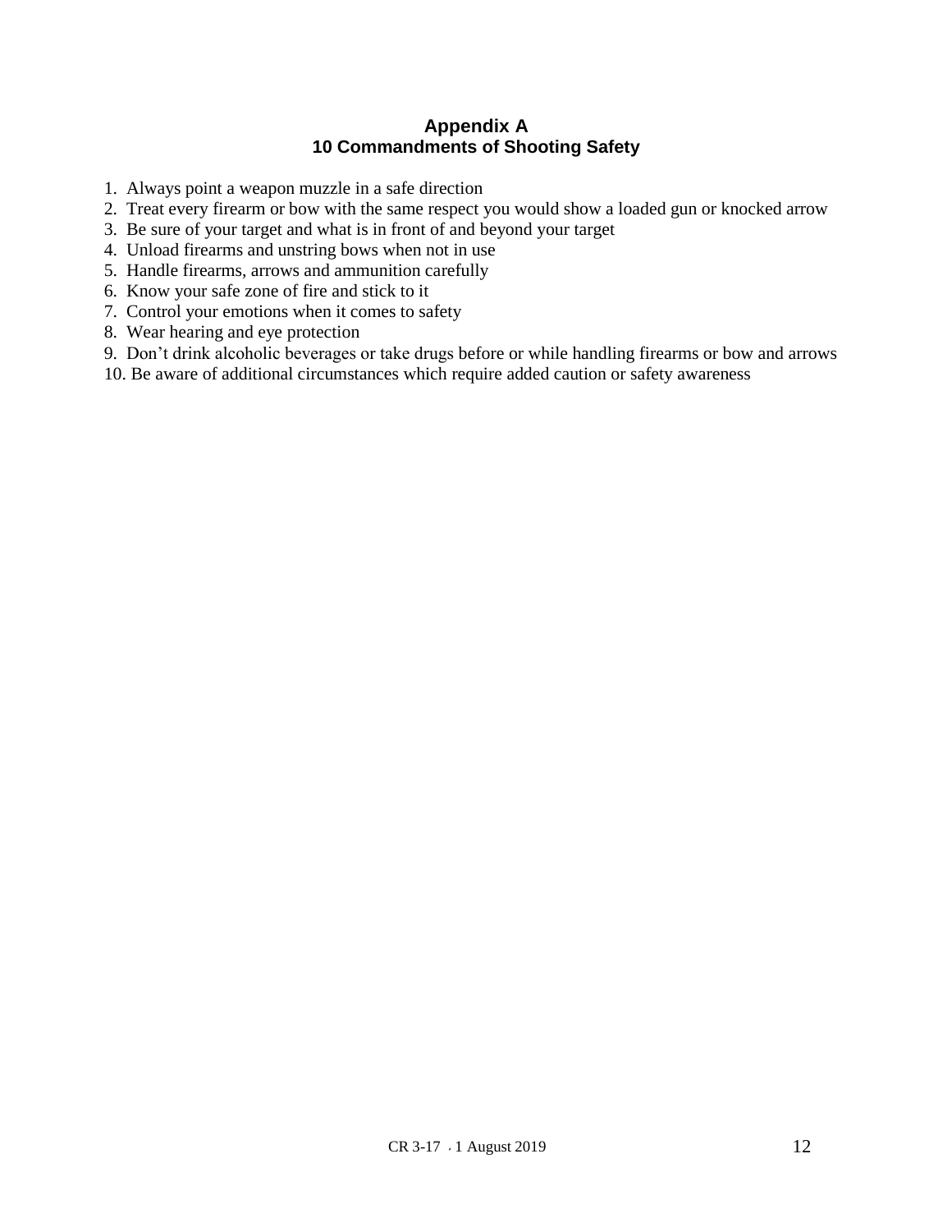## Appendix A
## 10 Commandments of Shooting Safety

1. Always point a weapon muzzle in a safe direction
2. Treat every firearm or bow with the same respect you would show a loaded gun or knocked arrow
3. Be sure of your target and what is in front of and beyond your target
4. Unload firearms and unstring bows when not in use
5. Handle firearms, arrows and ammunition carefully
6. Know your safe zone of fire and stick to it
7. Control your emotions when it comes to safety
8. Wear hearing and eye protection
9. Don't drink alcoholic beverages or take drugs before or while handling firearms or bow and arrows
10. Be aware of additional circumstances which require added caution or safety awareness